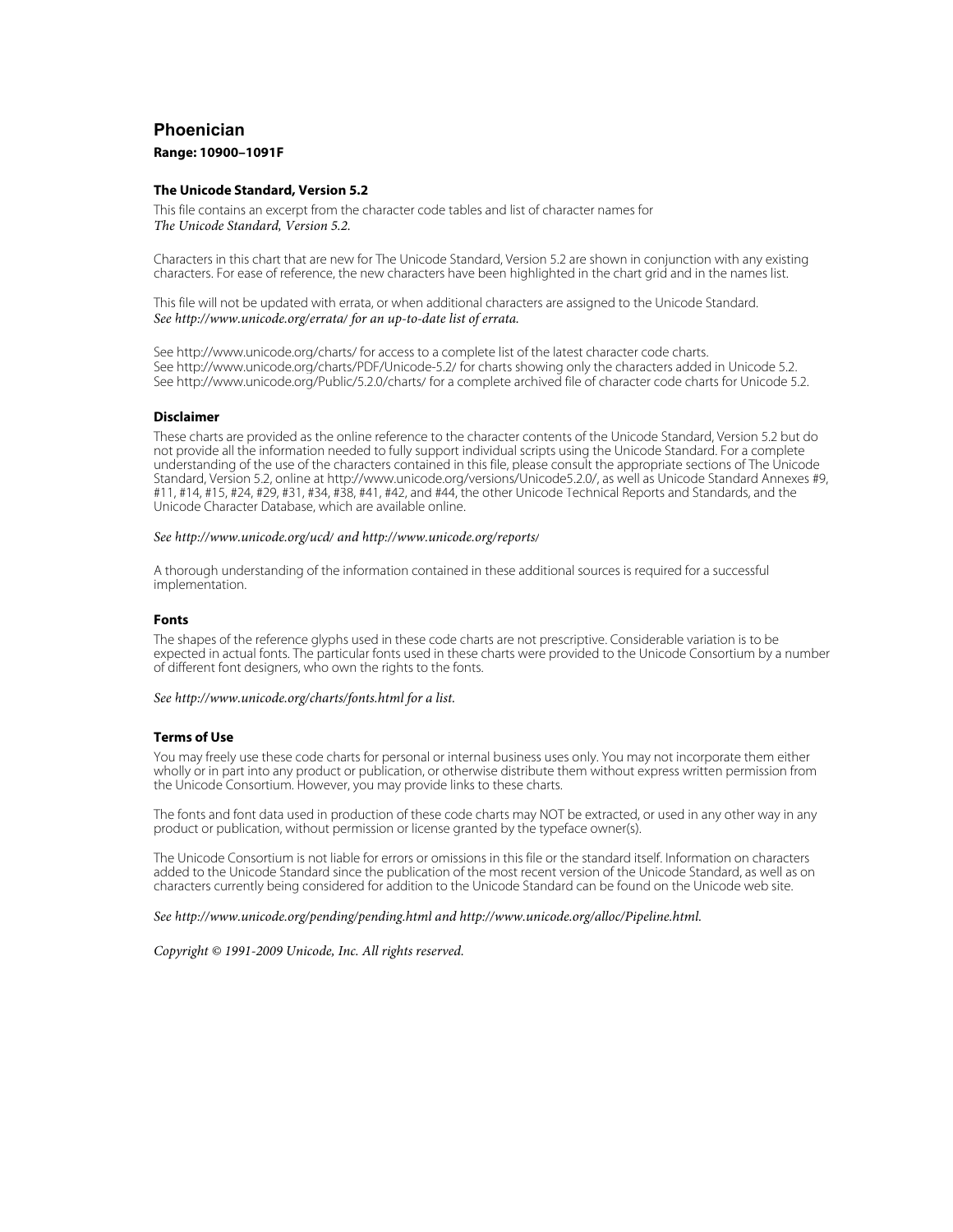# Phoenician

**Range: 10900–1091F**

### The Unicode Standard, Version 5.2

This file contains an excerpt from the character code tables and list of character names for *The Unicode Standard, Version 5.2.*

Characters in this chart that are new for The Unicode Standard, Version 5.2 are shown in conjunction with any existing characters. For ease of reference, the new characters have been highlighted in the chart grid and in the names list.

This file will not be updated with errata, or when additional characters are assigned to the Unicode Standard. *See http://www.unicode.org/errata/ for an up-to-date list of errata.*

See http://www.unicode.org/charts/ for access to a complete list of the latest character code charts.
See http://www.unicode.org/charts/PDF/Unicode-5.2/ for charts showing only the characters added in Unicode 5.2.
See http://www.unicode.org/Public/5.2.0/charts/ for a complete archived file of character code charts for Unicode 5.2.

### Disclaimer

These charts are provided as the online reference to the character contents of the Unicode Standard, Version 5.2 but do not provide all the information needed to fully support individual scripts using the Unicode Standard. For a complete understanding of the use of the characters contained in this file, please consult the appropriate sections of The Unicode Standard, Version 5.2, online at http://www.unicode.org/versions/Unicode5.2.0/, as well as Unicode Standard Annexes #9, #11, #14, #15, #24, #29, #31, #34, #38, #41, #42, and #44, the other Unicode Technical Reports and Standards, and the Unicode Character Database, which are available online.

*See http://www.unicode.org/ucd/ and http://www.unicode.org/reports/*

A thorough understanding of the information contained in these additional sources is required for a successful implementation.

### Fonts

The shapes of the reference glyphs used in these code charts are not prescriptive. Considerable variation is to be expected in actual fonts. The particular fonts used in these charts were provided to the Unicode Consortium by a number of different font designers, who own the rights to the fonts.

*See http://www.unicode.org/charts/fonts.html for a list.*

### Terms of Use

You may freely use these code charts for personal or internal business uses only. You may not incorporate them either wholly or in part into any product or publication, or otherwise distribute them without express written permission from the Unicode Consortium. However, you may provide links to these charts.

The fonts and font data used in production of these code charts may NOT be extracted, or used in any other way in any product or publication, without permission or license granted by the typeface owner(s).

The Unicode Consortium is not liable for errors or omissions in this file or the standard itself. Information on characters added to the Unicode Standard since the publication of the most recent version of the Unicode Standard, as well as on characters currently being considered for addition to the Unicode Standard can be found on the Unicode web site.

*See http://www.unicode.org/pending/pending.html and http://www.unicode.org/alloc/Pipeline.html.*

*Copyright © 1991-2009 Unicode, Inc. All rights reserved.*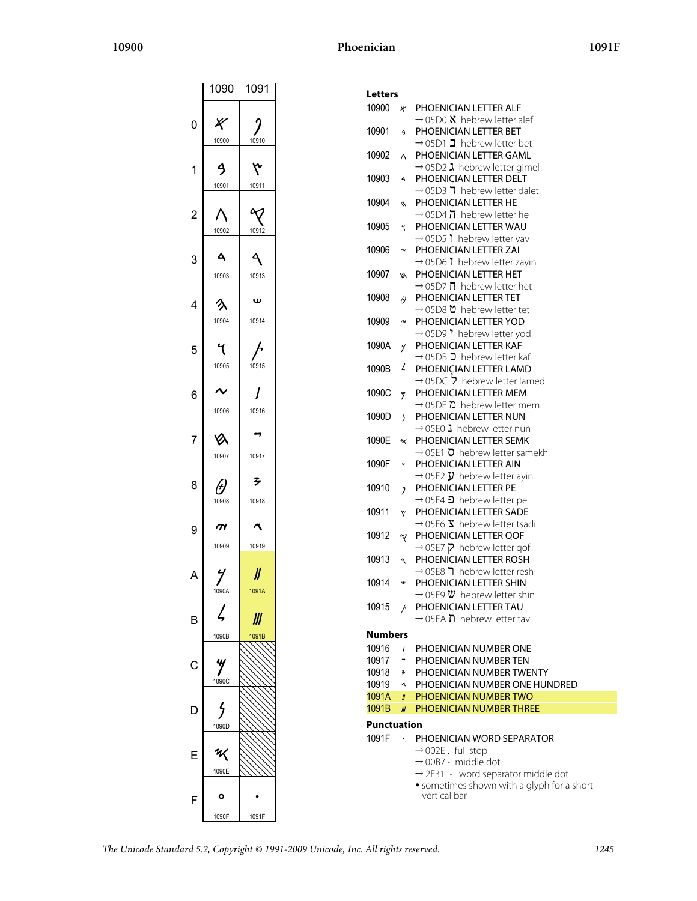| | 1090 | 1091 |
|---|---|---|
| 0 | 𐤀 10900 | 𐤐 10910 |
| 1 | 𐤁 10901 | 𐤑 10911 |
| 2 | 𐤂 10902 | 𐤒 10912 |
| 3 | 𐤃 10903 | 𐤓 10913 |
| 4 | 𐤄 10904 | 𐤔 10914 |
| 5 | 𐤅 10905 | 𐤕 10915 |
| 6 | 𐤆 10906 | 𐤖 10916 |
| 7 | 𐤇 10907 | 𐤗 10917 |
| 8 | 𐤈 10908 | 𐤘 10918 |
| 9 | 𐤉 10909 | 𐤙 10919 |
| A | 𐤊 1090A | 𐤚 1091A |
| B | 𐤋 1090B | 𐤛 1091B |
| C | 𐤌 1090C | |
| D | 𐤍 1090D | |
| E | 𐤎 1090E | |
| F | 𐤏 1090F | 𐤟 1091F |

**Letters**

10900 𐤀 PHOENICIAN LETTER ALF
→ 05D0 א hebrew letter alef

10901 𐤁 PHOENICIAN LETTER BET
→ 05D1 ב hebrew letter bet

10902 𐤂 PHOENICIAN LETTER GAML
→ 05D2 ג hebrew letter gimel

10903 𐤃 PHOENICIAN LETTER DELT
→ 05D3 ד hebrew letter dalet

10904 𐤄 PHOENICIAN LETTER HE
→ 05D4 ה hebrew letter he

10905 𐤅 PHOENICIAN LETTER WAU
→ 05D5 ו hebrew letter vav

10906 𐤆 PHOENICIAN LETTER ZAI
→ 05D6 ז hebrew letter zayin

10907 𐤇 PHOENICIAN LETTER HET
→ 05D7 ח hebrew letter het

10908 𐤈 PHOENICIAN LETTER TET
→ 05D8 ט hebrew letter tet

10909 𐤉 PHOENICIAN LETTER YOD
→ 05D9 י hebrew letter yod

1090A 𐤊 PHOENICIAN LETTER KAF
→ 05DB כ hebrew letter kaf

1090B 𐤋 PHOENICIAN LETTER LAMD
→ 05DC ל hebrew letter lamed

1090C 𐤌 PHOENICIAN LETTER MEM
→ 05DE מ hebrew letter mem

1090D 𐤍 PHOENICIAN LETTER NUN
→ 05E0 נ hebrew letter nun

1090E 𐤎 PHOENICIAN LETTER SEMK
→ 05E1 ס hebrew letter samekh

1090F 𐤏 PHOENICIAN LETTER AIN
→ 05E2 ע hebrew letter ayin

10910 𐤐 PHOENICIAN LETTER PE
→ 05E4 פ hebrew letter pe

10911 𐤑 PHOENICIAN LETTER SADE
→ 05E6 צ hebrew letter tsadi

10912 𐤒 PHOENICIAN LETTER QOF
→ 05E7 ק hebrew letter qof

10913 𐤓 PHOENICIAN LETTER ROSH
→ 05E8 ר hebrew letter resh

10914 𐤔 PHOENICIAN LETTER SHIN
→ 05E9 ש hebrew letter shin

10915 𐤕 PHOENICIAN LETTER TAU
→ 05EA ת hebrew letter tav

**Numbers**

10916 𐤖 PHOENICIAN NUMBER ONE
10917 𐤗 PHOENICIAN NUMBER TEN
10918 𐤘 PHOENICIAN NUMBER TWENTY
10919 𐤙 PHOENICIAN NUMBER ONE HUNDRED
1091A 𐤚 PHOENICIAN NUMBER TWO
1091B 𐤛 PHOENICIAN NUMBER THREE

**Punctuation**

1091F 𐤟 PHOENICIAN WORD SEPARATOR
→ 002E . full stop
→ 00B7 · middle dot
→ 2E31 ⸱ word separator middle dot
• sometimes shown with a glyph for a short vertical bar